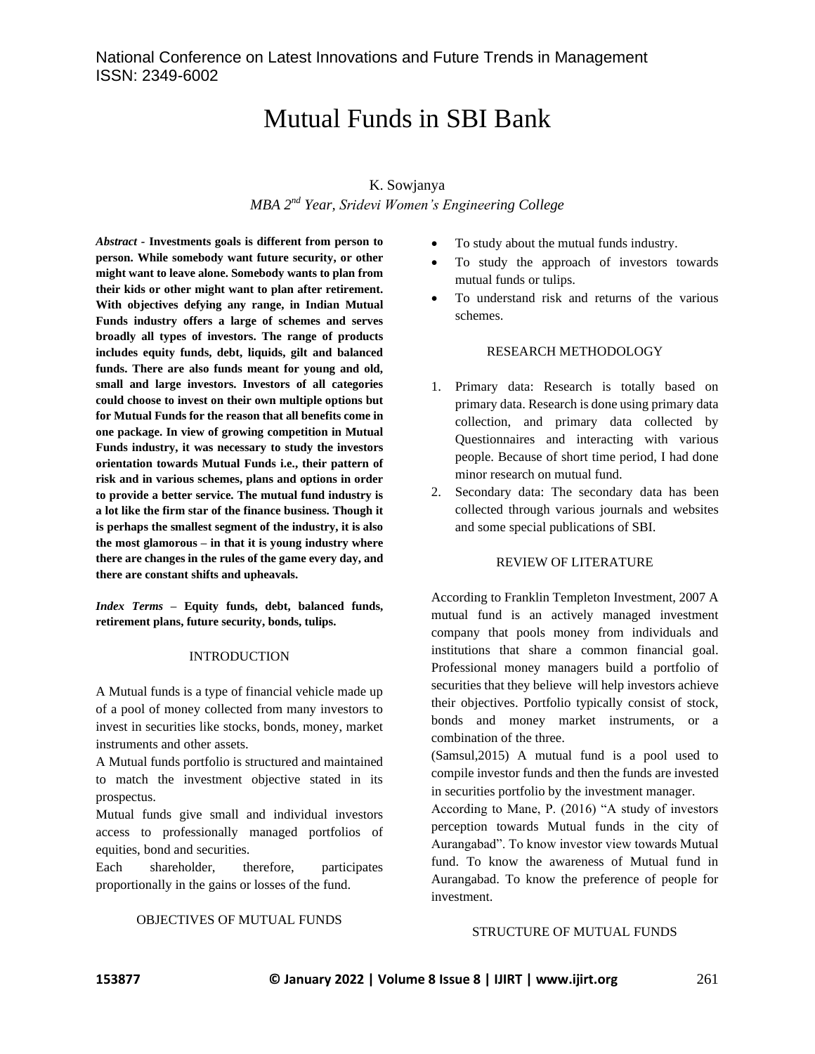# Mutual Funds in SBI Bank

K. Sowjanya

*MBA 2nd Year, Sridevi Women's Engineering College*

***Abstract*** **- Investments goals is different from person to person. While somebody want future security, or other might want to leave alone. Somebody wants to plan from their kids or other might want to plan after retirement. With objectives defying any range, in Indian Mutual Funds industry offers a large of schemes and serves broadly all types of investors. The range of products includes equity funds, debt, liquids, gilt and balanced funds. There are also funds meant for young and old, small and large investors. Investors of all categories could choose to invest on their own multiple options but for Mutual Funds for the reason that all benefits come in one package. In view of growing competition in Mutual Funds industry, it was necessary to study the investors orientation towards Mutual Funds i.e., their pattern of risk and in various schemes, plans and options in order to provide a better service. The mutual fund industry is a lot like the firm star of the finance business. Though it is perhaps the smallest segment of the industry, it is also the most glamorous – in that it is young industry where there are changes in the rules of the game every day, and there are constant shifts and upheavals.**

***Index Terms*** **– Equity funds, debt, balanced funds, retirement plans, future security, bonds, tulips.**

## INTRODUCTION

A Mutual funds is a type of financial vehicle made up of a pool of money collected from many investors to invest in securities like stocks, bonds, money, market instruments and other assets.

A Mutual funds portfolio is structured and maintained to match the investment objective stated in its prospectus.

Mutual funds give small and individual investors access to professionally managed portfolios of equities, bond and securities.

Each shareholder, therefore, participates proportionally in the gains or losses of the fund.

## OBJECTIVES OF MUTUAL FUNDS

- To study about the mutual funds industry.
- To study the approach of investors towards mutual funds or tulips.
- To understand risk and returns of the various schemes.

## RESEARCH METHODOLOGY

1. Primary data: Research is totally based on primary data. Research is done using primary data collection, and primary data collected by Questionnaires and interacting with various people. Because of short time period, I had done minor research on mutual fund.
2. Secondary data: The secondary data has been collected through various journals and websites and some special publications of SBI.

## REVIEW OF LITERATURE

According to Franklin Templeton Investment, 2007 A mutual fund is an actively managed investment company that pools money from individuals and institutions that share a common financial goal. Professional money managers build a portfolio of securities that they believe will help investors achieve their objectives. Portfolio typically consist of stock, bonds and money market instruments, or a combination of the three.

(Samsul,2015) A mutual fund is a pool used to compile investor funds and then the funds are invested in securities portfolio by the investment manager.

According to Mane, P. (2016) "A study of investors perception towards Mutual funds in the city of Aurangabad". To know investor view towards Mutual fund. To know the awareness of Mutual fund in Aurangabad. To know the preference of people for investment.

## STRUCTURE OF MUTUAL FUNDS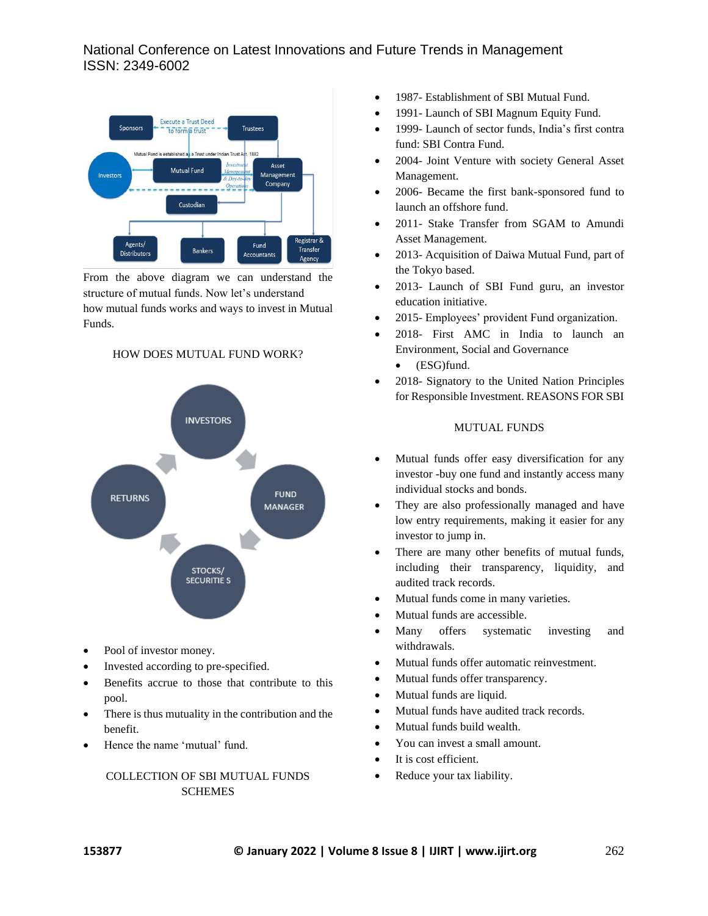Sponsors

Execute a Trust Deed to form a trust

Trustees

Mutual Fund is established as a Trust under Indian Trust Act, 1882

Investors

Mutual Fund

Investment Management & Day-to-day Operations

Asset Management Company

Custodian

Agents/ Distributors

Bankers

Fund Accountants

Registrar & Transfer Agency

From the above diagram we can understand the structure of mutual funds. Now let's understand how mutual funds works and ways to invest in Mutual Funds.

## HOW DOES MUTUAL FUND WORK?

INVESTORS

FUND MANAGER

STOCKS/ SECURITIE S

RETURNS

- Pool of investor money.
- Invested according to pre-specified.
- Benefits accrue to those that contribute to this pool.
- There is thus mutuality in the contribution and the benefit.
- Hence the name 'mutual' fund.

## COLLECTION OF SBI MUTUAL FUNDS SCHEMES

- 1987- Establishment of SBI Mutual Fund.
- 1991- Launch of SBI Magnum Equity Fund.
- 1999- Launch of sector funds, India's first contra fund: SBI Contra Fund.
- 2004- Joint Venture with society General Asset Management.
- 2006- Became the first bank-sponsored fund to launch an offshore fund.
- 2011- Stake Transfer from SGAM to Amundi Asset Management.
- 2013- Acquisition of Daiwa Mutual Fund, part of the Tokyo based.
- 2013- Launch of SBI Fund guru, an investor education initiative.
- 2015- Employees' provident Fund organization.
- 2018- First AMC in India to launch an Environment, Social and Governance
  - (ESG)fund.
- 2018- Signatory to the United Nation Principles for Responsible Investment. REASONS FOR SBI

## MUTUAL FUNDS

- Mutual funds offer easy diversification for any investor -buy one fund and instantly access many individual stocks and bonds.
- They are also professionally managed and have low entry requirements, making it easier for any investor to jump in.
- There are many other benefits of mutual funds, including their transparency, liquidity, and audited track records.
- Mutual funds come in many varieties.
- Mutual funds are accessible.
- Many offers systematic investing and withdrawals.
- Mutual funds offer automatic reinvestment.
- Mutual funds offer transparency.
- Mutual funds are liquid.
- Mutual funds have audited track records.
- Mutual funds build wealth.
- You can invest a small amount.
- It is cost efficient.
- Reduce your tax liability.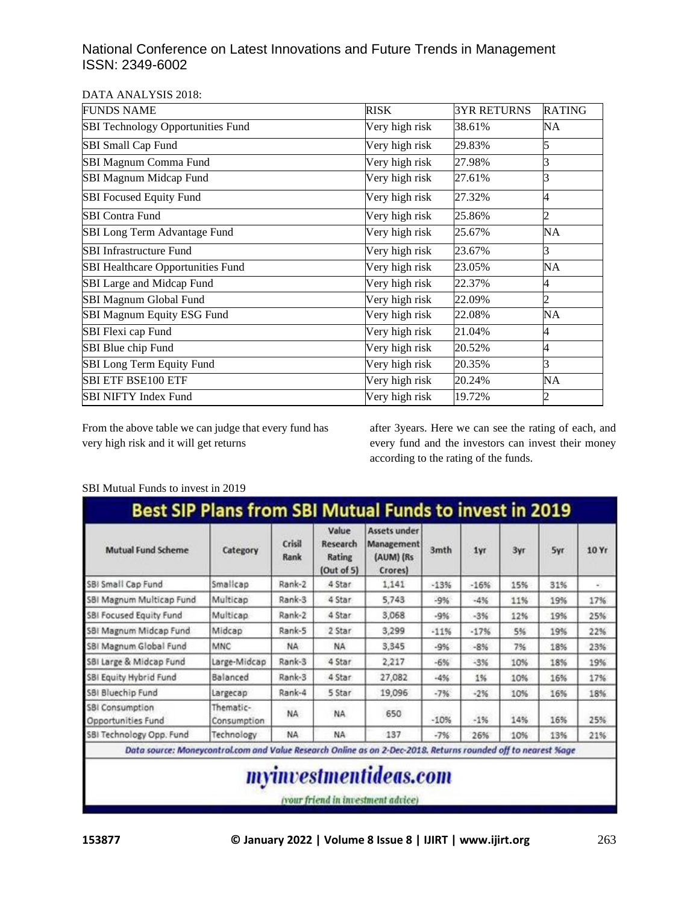DATA ANALYSIS 2018:

| FUNDS NAME | RISK | 3YR RETURNS | RATING |
|---|---|---|---|
| SBI Technology Opportunities Fund | Very high risk | 38.61% | NA |
| SBI Small Cap Fund | Very high risk | 29.83% | 5 |
| SBI Magnum Comma Fund | Very high risk | 27.98% | 3 |
| SBI Magnum Midcap Fund | Very high risk | 27.61% | 3 |
| SBI Focused Equity Fund | Very high risk | 27.32% | 4 |
| SBI Contra Fund | Very high risk | 25.86% | 2 |
| SBI Long Term Advantage Fund | Very high risk | 25.67% | NA |
| SBI Infrastructure Fund | Very high risk | 23.67% | 3 |
| SBI Healthcare Opportunities Fund | Very high risk | 23.05% | NA |
| SBI Large and Midcap Fund | Very high risk | 22.37% | 4 |
| SBI Magnum Global Fund | Very high risk | 22.09% | 2 |
| SBI Magnum Equity ESG Fund | Very high risk | 22.08% | NA |
| SBI Flexi cap Fund | Very high risk | 21.04% | 4 |
| SBI Blue chip Fund | Very high risk | 20.52% | 4 |
| SBI Long Term Equity Fund | Very high risk | 20.35% | 3 |
| SBI ETF BSE100 ETF | Very high risk | 20.24% | NA |
| SBI NIFTY Index Fund | Very high risk | 19.72% | 2 |

From the above table we can judge that every fund has very high risk and it will get returns after 3years. Here we can see the rating of each, and every fund and the investors can invest their money according to the rating of the funds.

SBI Mutual Funds to invest in 2019

**Best SIP Plans from SBI Mutual Funds to invest in 2019**

| Mutual Fund Scheme | Category | Crisil Rank | Value Research Rating (Out of 5) | Assets under Management (AUM) (Rs Crores) | 3mth | 1yr | 3yr | 5yr | 10 Yr |
|---|---|---|---|---|---|---|---|---|---|
| SBI Small Cap Fund | Smallcap | Rank-2 | 4 Star | 1,141 | -13% | -16% | 15% | 31% | - |
| SBI Magnum Multicap Fund | Multicap | Rank-3 | 4 Star | 5,743 | -9% | -4% | 11% | 19% | 17% |
| SBI Focused Equity Fund | Multicap | Rank-2 | 4 Star | 3,068 | -9% | -3% | 12% | 19% | 25% |
| SBI Magnum Midcap Fund | Midcap | Rank-5 | 2 Star | 3,299 | -11% | -17% | 5% | 19% | 22% |
| SBI Magnum Global Fund | MNC | NA | NA | 3,345 | -9% | -8% | 7% | 18% | 23% |
| SBI Large & Midcap Fund | Large-Midcap | Rank-3 | 4 Star | 2,217 | -6% | -3% | 10% | 18% | 19% |
| SBI Equity Hybrid Fund | Balanced | Rank-3 | 4 Star | 27,082 | -4% | 1% | 10% | 16% | 17% |
| SBI Bluechip Fund | Largecap | Rank-4 | 5 Star | 19,096 | -7% | -2% | 10% | 16% | 18% |
| SBI Consumption Opportunities Fund | Thematic-Consumption | NA | NA | 650 | -10% | -1% | 14% | 16% | 25% |
| SBI Technology Opp. Fund | Technology | NA | NA | 137 | -7% | 26% | 10% | 13% | 21% |

*Data source: Moneycontrol.com and Value Research Online as on 2-Dec-2018. Returns rounded off to nearest %age*

myinvestmentideas.com

(your friend in investment advice)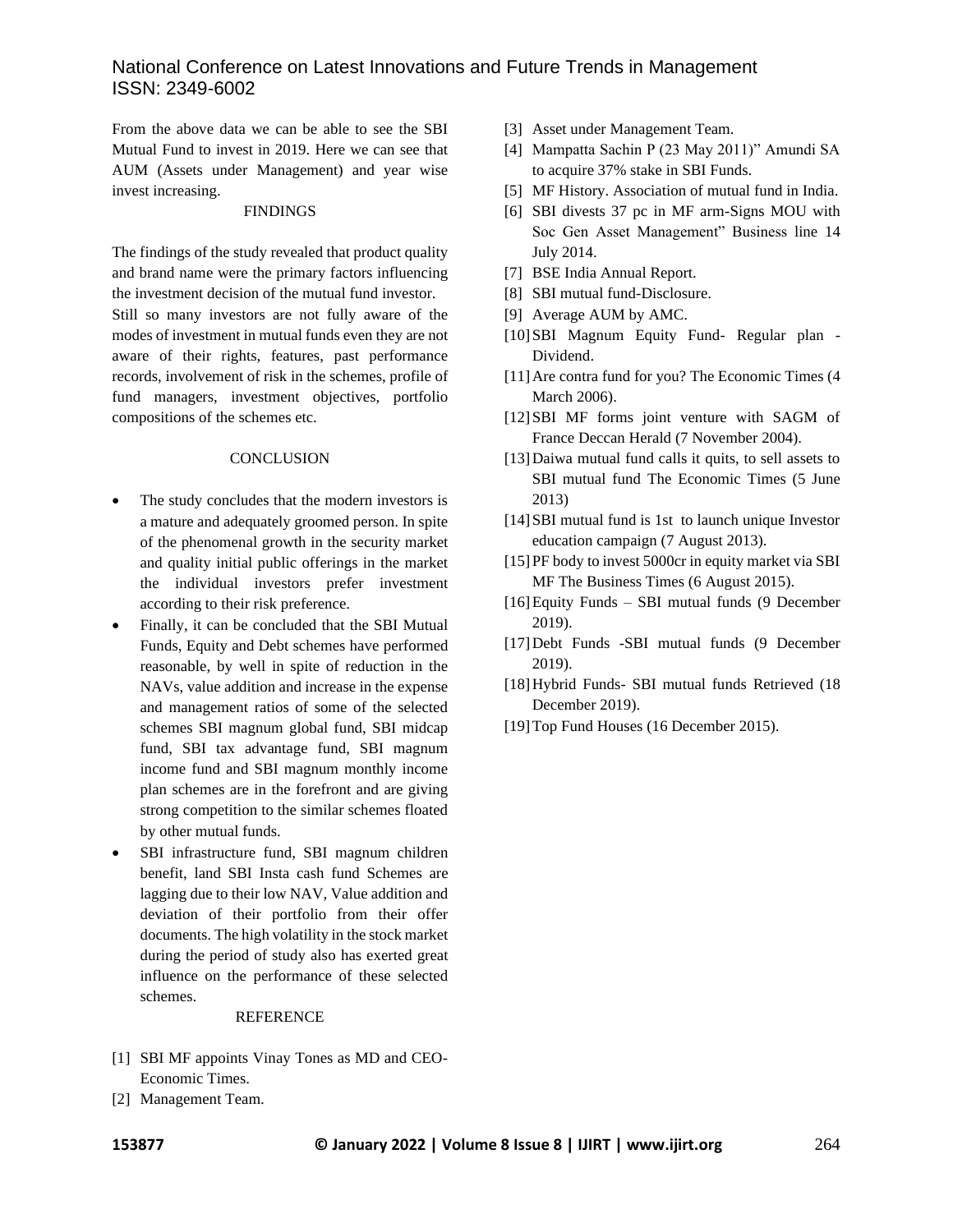From the above data we can be able to see the SBI Mutual Fund to invest in 2019. Here we can see that AUM (Assets under Management) and year wise invest increasing.

## FINDINGS

The findings of the study revealed that product quality and brand name were the primary factors influencing the investment decision of the mutual fund investor.

Still so many investors are not fully aware of the modes of investment in mutual funds even they are not aware of their rights, features, past performance records, involvement of risk in the schemes, profile of fund managers, investment objectives, portfolio compositions of the schemes etc.

## CONCLUSION

- The study concludes that the modern investors is a mature and adequately groomed person. In spite of the phenomenal growth in the security market and quality initial public offerings in the market the individual investors prefer investment according to their risk preference.
- Finally, it can be concluded that the SBI Mutual Funds, Equity and Debt schemes have performed reasonable, by well in spite of reduction in the NAVs, value addition and increase in the expense and management ratios of some of the selected schemes SBI magnum global fund, SBI midcap fund, SBI tax advantage fund, SBI magnum income fund and SBI magnum monthly income plan schemes are in the forefront and are giving strong competition to the similar schemes floated by other mutual funds.
- SBI infrastructure fund, SBI magnum children benefit, land SBI Insta cash fund Schemes are lagging due to their low NAV, Value addition and deviation of their portfolio from their offer documents. The high volatility in the stock market during the period of study also has exerted great influence on the performance of these selected schemes.

## REFERENCE

[1] SBI MF appoints Vinay Tones as MD and CEO-Economic Times.

[2] Management Team.

[3] Asset under Management Team.

[4] Mampatta Sachin P (23 May 2011)" Amundi SA to acquire 37% stake in SBI Funds.

[5] MF History. Association of mutual fund in India.

[6] SBI divests 37 pc in MF arm-Signs MOU with Soc Gen Asset Management" Business line 14 July 2014.

[7] BSE India Annual Report.

[8] SBI mutual fund-Disclosure.

[9] Average AUM by AMC.

[10] SBI Magnum Equity Fund- Regular plan - Dividend.

[11] Are contra fund for you? The Economic Times (4 March 2006).

[12] SBI MF forms joint venture with SAGM of France Deccan Herald (7 November 2004).

[13] Daiwa mutual fund calls it quits, to sell assets to SBI mutual fund The Economic Times (5 June 2013)

[14] SBI mutual fund is 1st to launch unique Investor education campaign (7 August 2013).

[15] PF body to invest 5000cr in equity market via SBI MF The Business Times (6 August 2015).

[16] Equity Funds – SBI mutual funds (9 December 2019).

[17] Debt Funds -SBI mutual funds (9 December 2019).

[18] Hybrid Funds- SBI mutual funds Retrieved (18 December 2019).

[19] Top Fund Houses (16 December 2015).